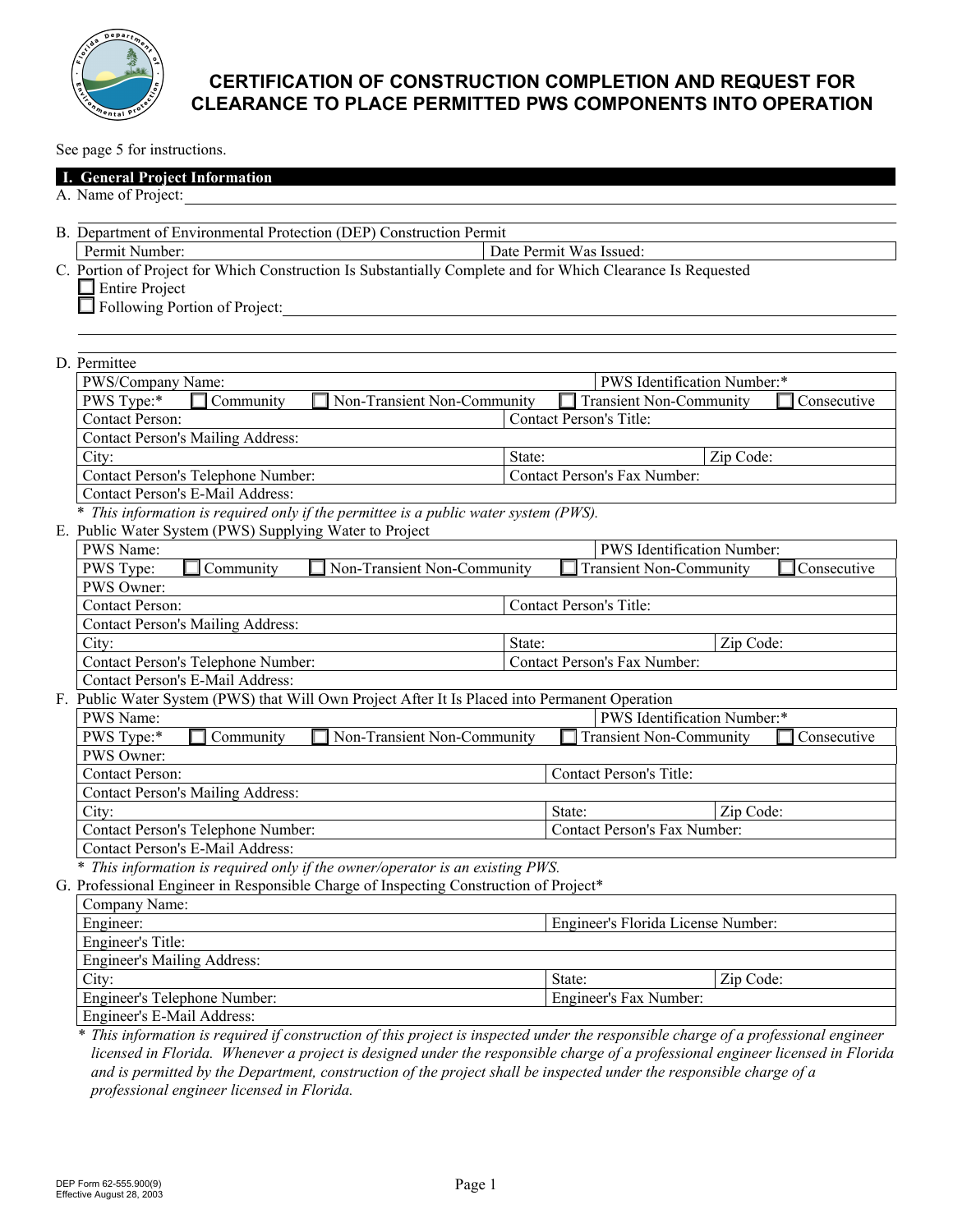# CERTIFICATION OF CONSTRUCTION COMPLETION AND REQUEST FOR CLEARANCE TO PLACE PERMITTED PWS COMPONENTS INTO OPERATION

See page 5 for instructions.

## I. General Project Information

A. Name of Project: ______________________________

B. Department of Environmental Protection (DEP) Construction Permit

| Permit Number: | Date Permit Was Issued: |
|---|---|

C. Portion of Project for Which Construction Is Substantially Complete and for Which Clearance Is Requested

☐ Entire Project

☐ Following Portion of Project: ______________________________

D. Permittee

| PWS/Company Name: | | | PWS Identification Number:* |
|---|---|---|---|
| PWS Type:* ☐ Community | ☐ Non-Transient Non-Community | ☐ Transient Non-Community | ☐ Consecutive |
| Contact Person: | Contact Person's Title: | | |
| Contact Person's Mailing Address: | | | |
| City: | State: | Zip Code: | |
| Contact Person's Telephone Number: | Contact Person's Fax Number: | | |
| Contact Person's E-Mail Address: | | | |

*\* This information is required only if the permittee is a public water system (PWS).*

E. Public Water System (PWS) Supplying Water to Project

| PWS Name: | | | PWS Identification Number: |
|---|---|---|---|
| PWS Type: ☐ Community | ☐ Non-Transient Non-Community | ☐ Transient Non-Community | ☐ Consecutive |
| PWS Owner: | | | |
| Contact Person: | Contact Person's Title: | | |
| Contact Person's Mailing Address: | | | |
| City: | State: | Zip Code: | |
| Contact Person's Telephone Number: | Contact Person's Fax Number: | | |
| Contact Person's E-Mail Address: | | | |

F. Public Water System (PWS) that Will Own Project After It Is Placed into Permanent Operation

| PWS Name: | | | PWS Identification Number:* |
|---|---|---|---|
| PWS Type:* ☐ Community | ☐ Non-Transient Non-Community | ☐ Transient Non-Community | ☐ Consecutive |
| PWS Owner: | | | |
| Contact Person: | Contact Person's Title: | | |
| Contact Person's Mailing Address: | | | |
| City: | State: | Zip Code: | |
| Contact Person's Telephone Number: | Contact Person's Fax Number: | | |
| Contact Person's E-Mail Address: | | | |

*\* This information is required only if the owner/operator is an existing PWS.*

G. Professional Engineer in Responsible Charge of Inspecting Construction of Project*

| Company Name: | | |
|---|---|---|
| Engineer: | Engineer's Florida License Number: | |
| Engineer's Title: | | |
| Engineer's Mailing Address: | | |
| City: | State: | Zip Code: |
| Engineer's Telephone Number: | Engineer's Fax Number: | |
| Engineer's E-Mail Address: | | |

*\* This information is required if construction of this project is inspected under the responsible charge of a professional engineer licensed in Florida. Whenever a project is designed under the responsible charge of a professional engineer licensed in Florida and is permitted by the Department, construction of the project shall be inspected under the responsible charge of a professional engineer licensed in Florida.*

DEP Form 62-555.900(9)
Effective August 28, 2003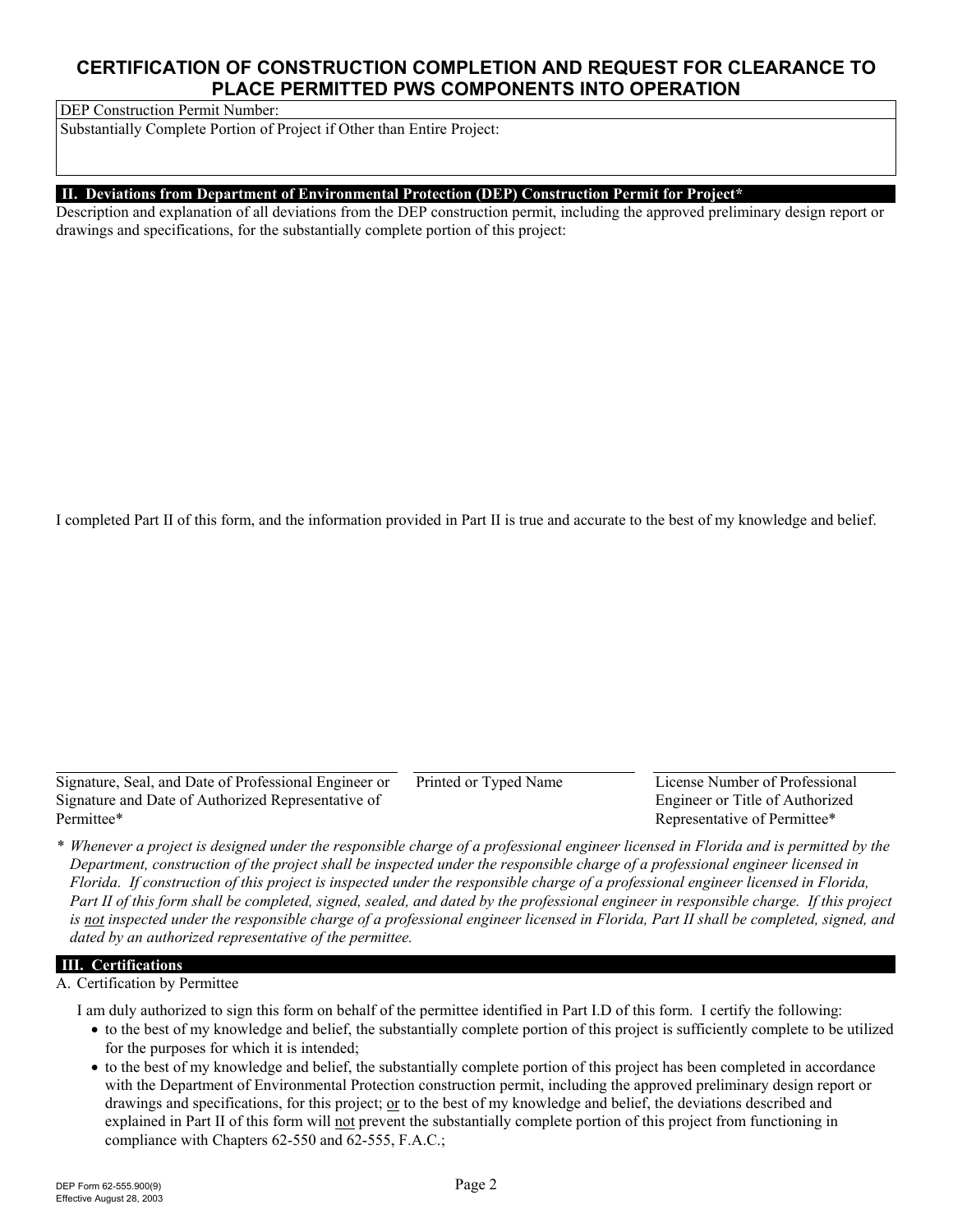# CERTIFICATION OF CONSTRUCTION COMPLETION AND REQUEST FOR CLEARANCE TO PLACE PERMITTED PWS COMPONENTS INTO OPERATION

| DEP Construction Permit Number: |
|---|
| Substantially Complete Portion of Project if Other than Entire Project: |

## II. Deviations from Department of Environmental Protection (DEP) Construction Permit for Project*

Description and explanation of all deviations from the DEP construction permit, including the approved preliminary design report or drawings and specifications, for the substantially complete portion of this project:

I completed Part II of this form, and the information provided in Part II is true and accurate to the best of my knowledge and belief.

| Signature, Seal, and Date of Professional Engineer or Signature and Date of Authorized Representative of Permittee* | Printed or Typed Name | License Number of Professional Engineer or Title of Authorized Representative of Permittee* |
|---|---|---|

*\* Whenever a project is designed under the responsible charge of a professional engineer licensed in Florida and is permitted by the Department, construction of the project shall be inspected under the responsible charge of a professional engineer licensed in Florida. If construction of this project is inspected under the responsible charge of a professional engineer licensed in Florida, Part II of this form shall be completed, signed, sealed, and dated by the professional engineer in responsible charge. If this project is not inspected under the responsible charge of a professional engineer licensed in Florida, Part II shall be completed, signed, and dated by an authorized representative of the permittee.*

## III. Certifications

A. Certification by Permittee

I am duly authorized to sign this form on behalf of the permittee identified in Part I.D of this form. I certify the following:

- to the best of my knowledge and belief, the substantially complete portion of this project is sufficiently complete to be utilized for the purposes for which it is intended;
- to the best of my knowledge and belief, the substantially complete portion of this project has been completed in accordance with the Department of Environmental Protection construction permit, including the approved preliminary design report or drawings and specifications, for this project; or to the best of my knowledge and belief, the deviations described and explained in Part II of this form will not prevent the substantially complete portion of this project from functioning in compliance with Chapters 62-550 and 62-555, F.A.C.;

DEP Form 62-555.900(9)
Effective August 28, 2003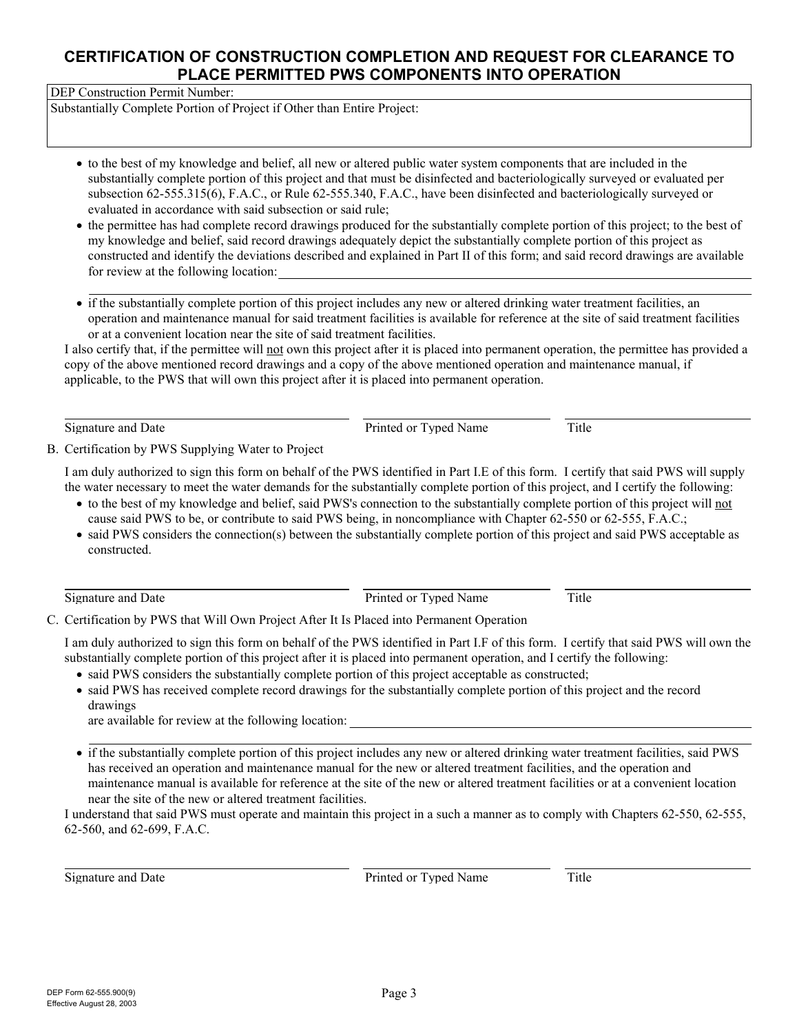## CERTIFICATION OF CONSTRUCTION COMPLETION AND REQUEST FOR CLEARANCE TO PLACE PERMITTED PWS COMPONENTS INTO OPERATION

| DEP Construction Permit Number: |
| --- |
| Substantially Complete Portion of Project if Other than Entire Project: |

- to the best of my knowledge and belief, all new or altered public water system components that are included in the substantially complete portion of this project and that must be disinfected and bacteriologically surveyed or evaluated per subsection 62-555.315(6), F.A.C., or Rule 62-555.340, F.A.C., have been disinfected and bacteriologically surveyed or evaluated in accordance with said subsection or said rule;
- the permittee has had complete record drawings produced for the substantially complete portion of this project; to the best of my knowledge and belief, said record drawings adequately depict the substantially complete portion of this project as constructed and identify the deviations described and explained in Part II of this form; and said record drawings are available for review at the following location: ____________________
- if the substantially complete portion of this project includes any new or altered drinking water treatment facilities, an operation and maintenance manual for said treatment facilities is available for reference at the site of said treatment facilities or at a convenient location near the site of said treatment facilities.

I also certify that, if the permittee will not own this project after it is placed into permanent operation, the permittee has provided a copy of the above mentioned record drawings and a copy of the above mentioned operation and maintenance manual, if applicable, to the PWS that will own this project after it is placed into permanent operation.

| Signature and Date | Printed or Typed Name | Title |
| --- | --- | --- |

B. Certification by PWS Supplying Water to Project

I am duly authorized to sign this form on behalf of the PWS identified in Part I.E of this form. I certify that said PWS will supply the water necessary to meet the water demands for the substantially complete portion of this project, and I certify the following:

- to the best of my knowledge and belief, said PWS's connection to the substantially complete portion of this project will not cause said PWS to be, or contribute to said PWS being, in noncompliance with Chapter 62-550 or 62-555, F.A.C.;
- said PWS considers the connection(s) between the substantially complete portion of this project and said PWS acceptable as constructed.

| Signature and Date | Printed or Typed Name | Title |
| --- | --- | --- |

C. Certification by PWS that Will Own Project After It Is Placed into Permanent Operation

I am duly authorized to sign this form on behalf of the PWS identified in Part I.F of this form. I certify that said PWS will own the substantially complete portion of this project after it is placed into permanent operation, and I certify the following:

- said PWS considers the substantially complete portion of this project acceptable as constructed;
- said PWS has received complete record drawings for the substantially complete portion of this project and the record drawings are available for review at the following location: ____________________
- if the substantially complete portion of this project includes any new or altered drinking water treatment facilities, said PWS has received an operation and maintenance manual for the new or altered treatment facilities, and the operation and maintenance manual is available for reference at the site of the new or altered treatment facilities or at a convenient location near the site of the new or altered treatment facilities.

I understand that said PWS must operate and maintain this project in a such a manner as to comply with Chapters 62-550, 62-555, 62-560, and 62-699, F.A.C.

| Signature and Date | Printed or Typed Name | Title |
| --- | --- | --- |

DEP Form 62-555.900(9)
Effective August 28, 2003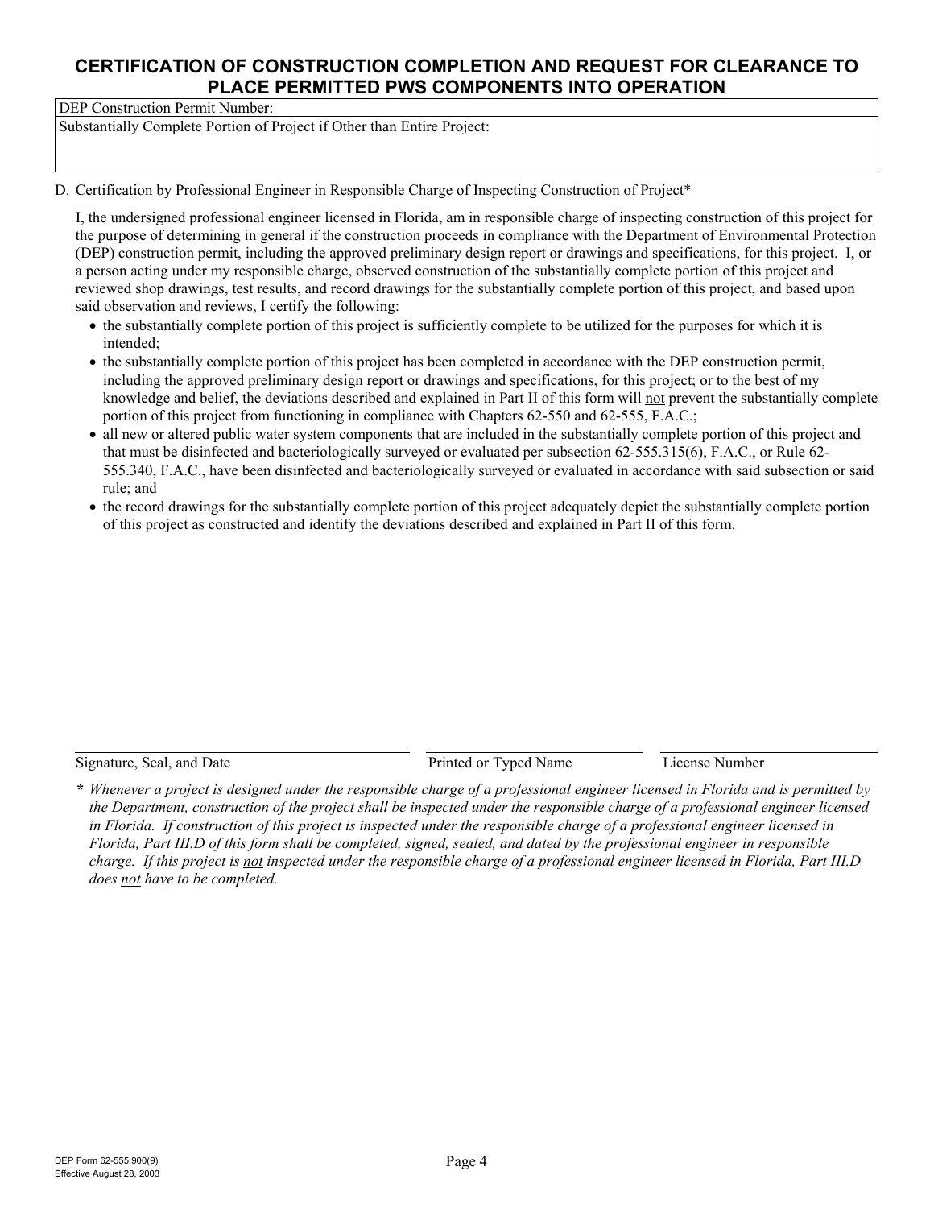# CERTIFICATION OF CONSTRUCTION COMPLETION AND REQUEST FOR CLEARANCE TO PLACE PERMITTED PWS COMPONENTS INTO OPERATION

| DEP Construction Permit Number: |
| --- |
| Substantially Complete Portion of Project if Other than Entire Project: |

D. Certification by Professional Engineer in Responsible Charge of Inspecting Construction of Project*

I, the undersigned professional engineer licensed in Florida, am in responsible charge of inspecting construction of this project for the purpose of determining in general if the construction proceeds in compliance with the Department of Environmental Protection (DEP) construction permit, including the approved preliminary design report or drawings and specifications, for this project. I, or a person acting under my responsible charge, observed construction of the substantially complete portion of this project and reviewed shop drawings, test results, and record drawings for the substantially complete portion of this project, and based upon said observation and reviews, I certify the following:

- the substantially complete portion of this project is sufficiently complete to be utilized for the purposes for which it is intended;
- the substantially complete portion of this project has been completed in accordance with the DEP construction permit, including the approved preliminary design report or drawings and specifications, for this project; <u>or</u> to the best of my knowledge and belief, the deviations described and explained in Part II of this form will <u>not</u> prevent the substantially complete portion of this project from functioning in compliance with Chapters 62-550 and 62-555, F.A.C.;
- all new or altered public water system components that are included in the substantially complete portion of this project and that must be disinfected and bacteriologically surveyed or evaluated per subsection 62-555.315(6), F.A.C., or Rule 62-555.340, F.A.C., have been disinfected and bacteriologically surveyed or evaluated in accordance with said subsection or said rule; and
- the record drawings for the substantially complete portion of this project adequately depict the substantially complete portion of this project as constructed and identify the deviations described and explained in Part II of this form.

| Signature, Seal, and Date | Printed or Typed Name | License Number |
| --- | --- | --- |

*\* Whenever a project is designed under the responsible charge of a professional engineer licensed in Florida and is permitted by the Department, construction of the project shall be inspected under the responsible charge of a professional engineer licensed in Florida. If construction of this project is inspected under the responsible charge of a professional engineer licensed in Florida, Part III.D of this form shall be completed, signed, sealed, and dated by the professional engineer in responsible charge. If this project is <u>not</u> inspected under the responsible charge of a professional engineer licensed in Florida, Part III.D does <u>not</u> have to be completed.*

DEP Form 62-555.900(9)
Effective August 28, 2003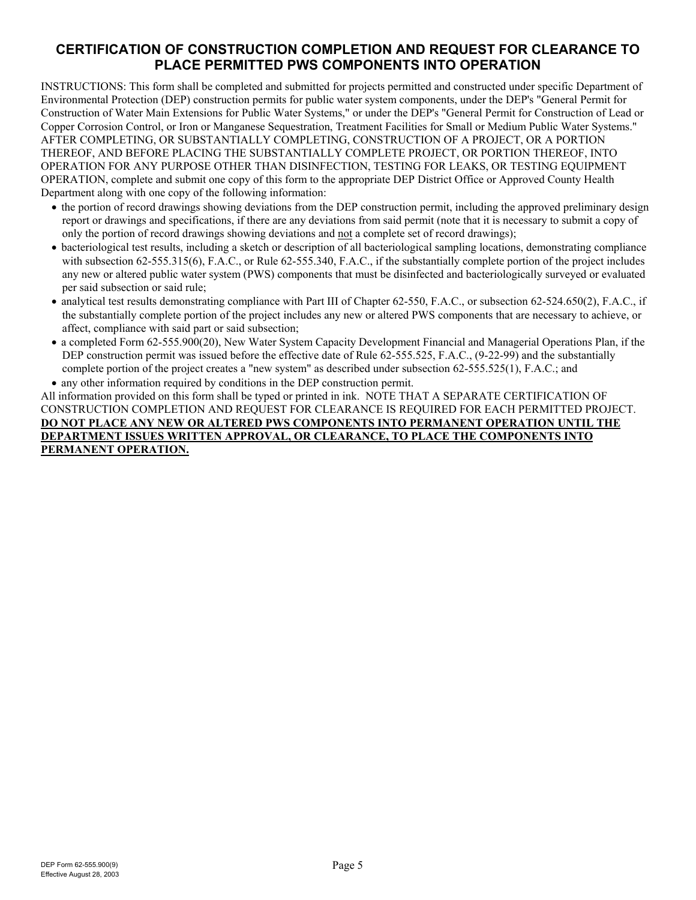## CERTIFICATION OF CONSTRUCTION COMPLETION AND REQUEST FOR CLEARANCE TO PLACE PERMITTED PWS COMPONENTS INTO OPERATION

INSTRUCTIONS: This form shall be completed and submitted for projects permitted and constructed under specific Department of Environmental Protection (DEP) construction permits for public water system components, under the DEP's "General Permit for Construction of Water Main Extensions for Public Water Systems," or under the DEP's "General Permit for Construction of Lead or Copper Corrosion Control, or Iron or Manganese Sequestration, Treatment Facilities for Small or Medium Public Water Systems." AFTER COMPLETING, OR SUBSTANTIALLY COMPLETING, CONSTRUCTION OF A PROJECT, OR A PORTION THEREOF, AND BEFORE PLACING THE SUBSTANTIALLY COMPLETE PROJECT, OR PORTION THEREOF, INTO OPERATION FOR ANY PURPOSE OTHER THAN DISINFECTION, TESTING FOR LEAKS, OR TESTING EQUIPMENT OPERATION, complete and submit one copy of this form to the appropriate DEP District Office or Approved County Health Department along with one copy of the following information:

- the portion of record drawings showing deviations from the DEP construction permit, including the approved preliminary design report or drawings and specifications, if there are any deviations from said permit (note that it is necessary to submit a copy of only the portion of record drawings showing deviations and not a complete set of record drawings);
- bacteriological test results, including a sketch or description of all bacteriological sampling locations, demonstrating compliance with subsection 62-555.315(6), F.A.C., or Rule 62-555.340, F.A.C., if the substantially complete portion of the project includes any new or altered public water system (PWS) components that must be disinfected and bacteriologically surveyed or evaluated per said subsection or said rule;
- analytical test results demonstrating compliance with Part III of Chapter 62-550, F.A.C., or subsection 62-524.650(2), F.A.C., if the substantially complete portion of the project includes any new or altered PWS components that are necessary to achieve, or affect, compliance with said part or said subsection;
- a completed Form 62-555.900(20), New Water System Capacity Development Financial and Managerial Operations Plan, if the DEP construction permit was issued before the effective date of Rule 62-555.525, F.A.C., (9-22-99) and the substantially complete portion of the project creates a "new system" as described under subsection 62-555.525(1), F.A.C.; and
- any other information required by conditions in the DEP construction permit.

All information provided on this form shall be typed or printed in ink. NOTE THAT A SEPARATE CERTIFICATION OF CONSTRUCTION COMPLETION AND REQUEST FOR CLEARANCE IS REQUIRED FOR EACH PERMITTED PROJECT. **DO NOT PLACE ANY NEW OR ALTERED PWS COMPONENTS INTO PERMANENT OPERATION UNTIL THE DEPARTMENT ISSUES WRITTEN APPROVAL, OR CLEARANCE, TO PLACE THE COMPONENTS INTO PERMANENT OPERATION.**

DEP Form 62-555.900(9)
Effective August 28, 2003